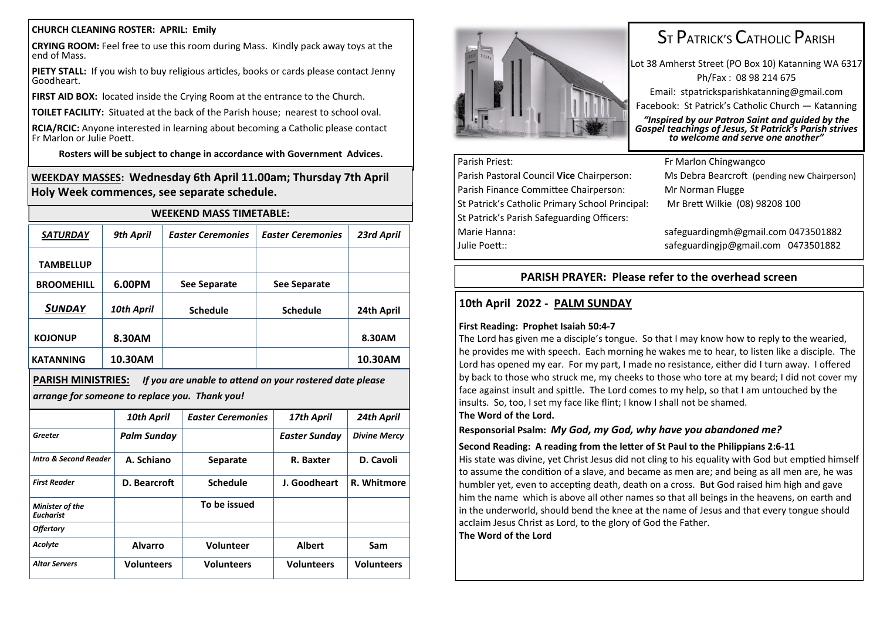**CHURCH CLEANING ROSTER: APRIL: Emily**

**CRYING ROOM:** Feel free to use this room during Mass. Kindly pack away toys at the end of Mass.

**PIETY STALL:** If you wish to buy religious articles, books or cards please contact Jenny Goodheart.

**FIRST AID BOX:** located inside the Crying Room at the entrance to the Church.

**TOILET FACILITY:** Situated at the back of the Parish house; nearest to school oval.

**RCIA/RCIC:** Anyone interested in learning about becoming a Catholic please contact Fr Marlon or Julie Poett.

**Rosters will be subject to change in accordance with Government Advices.**

**WEEKDAY MASSES: Wednesday 6th April 11.00am; Thursday 7th April Holy Week commences, see separate schedule.**

**WEEKEND MASS TIMETABLE:**

| ***SATURDAY*** | *9th April* | *Easter Ceremonies* | *Easter Ceremonies* | *23rd April* |
|---|---|---|---|---|
| **TAMBELLUP** | | | | |
| **BROOMEHILL** | **6.00PM** | **See Separate** | **See Separate** | |
| ***SUNDAY*** | *10th April* | **Schedule** | **Schedule** | **24th April** |
| **KOJONUP** | **8.30AM** | | | **8.30AM** |
| **KATANNING** | **10.30AM** | | | **10.30AM** |

**PARISH MINISTRIES:** ***If you are unable to attend on your rostered date please arrange for someone to replace you. Thank you!***

| | *10th April* | *Easter Ceremonies* | *17th April* | *24th April* |
|---|---|---|---|---|
| *Greeter* | ***Palm Sunday*** | | ***Easter Sunday*** | ***Divine Mercy*** |
| *Intro & Second Reader* | **A. Schiano** | **Separate** | **R. Baxter** | **D. Cavoli** |
| *First Reader* | **D. Bearcroft** | **Schedule** | **J. Goodheart** | **R. Whitmore** |
| *Minister of the Eucharist* | | **To be issued** | | |
| *Offertory* | | | | |
| *Acolyte* | **Alvarro** | **Volunteer** | **Albert** | **Sam** |
| *Altar Servers* | **Volunteers** | **Volunteers** | **Volunteers** | **Volunteers** |

# ST PATRICK'S CATHOLIC PARISH

Lot 38 Amherst Street (PO Box 10) Katanning WA 6317
Ph/Fax : 08 98 214 675
Email: stpatricksparishkatanning@gmail.com
Facebook: St Patrick's Catholic Church — Katanning

***"Inspired by our Patron Saint and guided by the Gospel teachings of Jesus, St Patrick's Parish strives to welcome and serve one another"***

| | |
|---|---|
| Parish Priest: | Fr Marlon Chingwangco |
| Parish Pastoral Council **Vice** Chairperson: | Ms Debra Bearcroft (pending new Chairperson) |
| Parish Finance Committee Chairperson: | Mr Norman Flugge |
| St Patrick's Catholic Primary School Principal: | Mr Brett Wilkie (08) 98208 100 |
| St Patrick's Parish Safeguarding Officers: | |
| Marie Hanna: | safeguardingmh@gmail.com 0473501882 |
| Julie Poett:: | safeguardingjp@gmail.com 0473501882 |

**PARISH PRAYER: Please refer to the overhead screen**

## 10th April 2022 - PALM SUNDAY

**First Reading: Prophet Isaiah 50:4-7**

The Lord has given me a disciple's tongue. So that I may know how to reply to the wearied, he provides me with speech. Each morning he wakes me to hear, to listen like a disciple. The Lord has opened my ear. For my part, I made no resistance, either did I turn away. I offered by back to those who struck me, my cheeks to those who tore at my beard; I did not cover my face against insult and spittle. The Lord comes to my help, so that I am untouched by the insults. So, too, I set my face like flint; I know I shall not be shamed.

**The Word of the Lord.**

**Responsorial Psalm:** ***My God, my God, why have you abandoned me?***

**Second Reading: A reading from the letter of St Paul to the Philippians 2:6-11**

His state was divine, yet Christ Jesus did not cling to his equality with God but emptied himself to assume the condition of a slave, and became as men are; and being as all men are, he was humbler yet, even to accepting death, death on a cross. But God raised him high and gave him the name which is above all other names so that all beings in the heavens, on earth and in the underworld, should bend the knee at the name of Jesus and that every tongue should acclaim Jesus Christ as Lord, to the glory of God the Father.

**The Word of the Lord**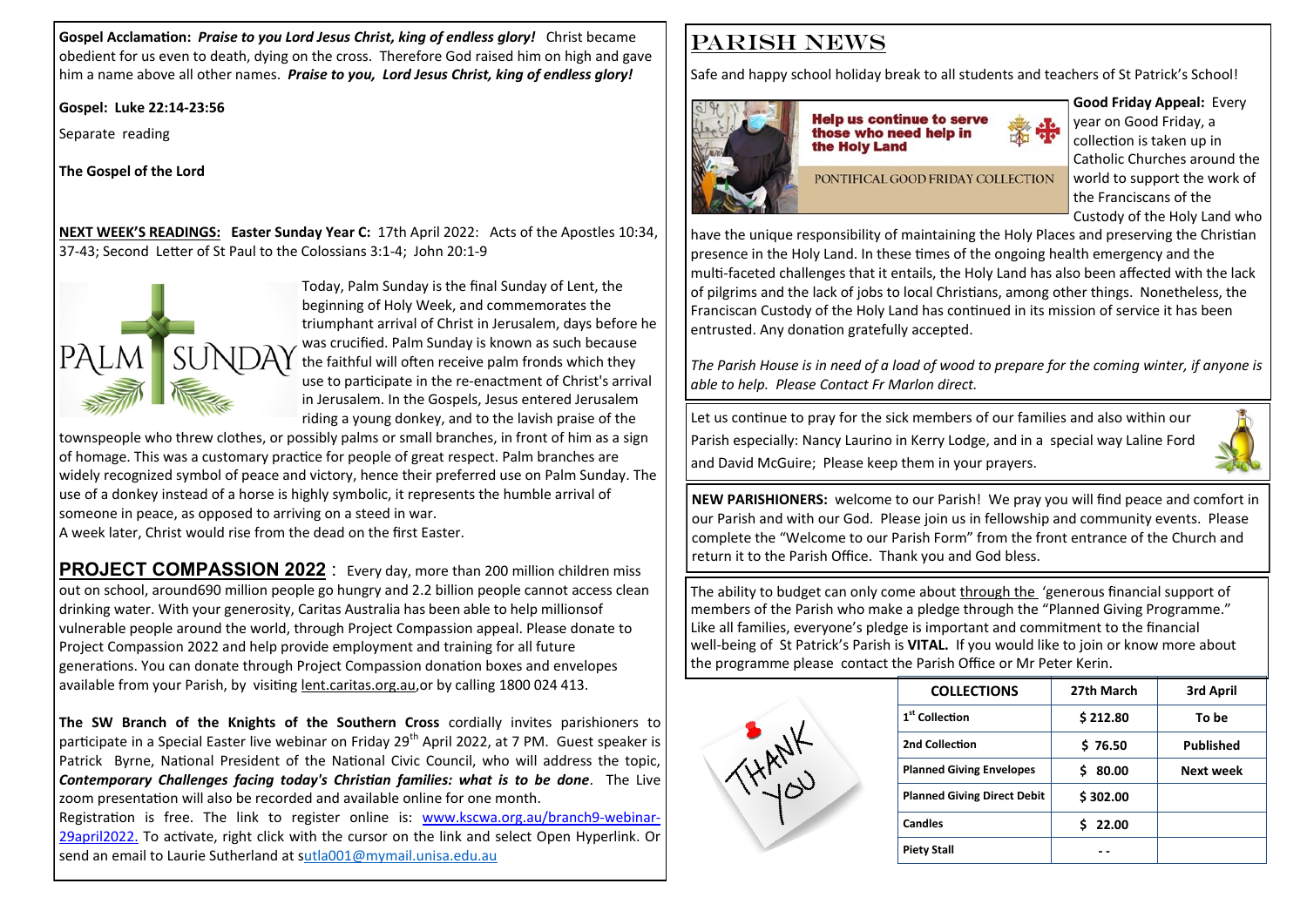**Gospel Acclamation:** ***Praise to you Lord Jesus Christ, king of endless glory!*** Christ became obedient for us even to death, dying on the cross. Therefore God raised him on high and gave him a name above all other names. ***Praise to you, Lord Jesus Christ, king of endless glory!***

**Gospel: Luke 22:14-23:56**

Separate reading

**The Gospel of the Lord**

**NEXT WEEK'S READINGS:** **Easter Sunday Year C:** 17th April 2022: Acts of the Apostles 10:34, 37-43; Second Letter of St Paul to the Colossians 3:1-4; John 20:1-9

PALM SUNDAY

Today, Palm Sunday is the final Sunday of Lent, the beginning of Holy Week, and commemorates the triumphant arrival of Christ in Jerusalem, days before he was crucified. Palm Sunday is known as such because the faithful will often receive palm fronds which they use to participate in the re-enactment of Christ's arrival in Jerusalem. In the Gospels, Jesus entered Jerusalem riding a young donkey, and to the lavish praise of the townspeople who threw clothes, or possibly palms or small branches, in front of him as a sign of homage. This was a customary practice for people of great respect. Palm branches are widely recognized symbol of peace and victory, hence their preferred use on Palm Sunday. The use of a donkey instead of a horse is highly symbolic, it represents the humble arrival of someone in peace, as opposed to arriving on a steed in war.
A week later, Christ would rise from the dead on the first Easter.

**PROJECT COMPASSION 2022** : Every day, more than 200 million children miss out on school, around690 million people go hungry and 2.2 billion people cannot access clean drinking water. With your generosity, Caritas Australia has been able to help millionsof vulnerable people around the world, through Project Compassion appeal. Please donate to Project Compassion 2022 and help provide employment and training for all future generations. You can donate through Project Compassion donation boxes and envelopes available from your Parish, by visiting lent.caritas.org.au,or by calling 1800 024 413.

**The SW Branch of the Knights of the Southern Cross** cordially invites parishioners to participate in a Special Easter live webinar on Friday 29th April 2022, at 7 PM. Guest speaker is Patrick Byrne, National President of the National Civic Council, who will address the topic, ***Contemporary Challenges facing today's Christian families: what is to be done***. The Live zoom presentation will also be recorded and available online for one month.
Registration is free. The link to register online is: www.kscwa.org.au/branch9-webinar-29april2022. To activate, right click with the cursor on the link and select Open Hyperlink. Or send an email to Laurie Sutherland at sutla001@mymail.unisa.edu.au

# PARISH NEWS

Safe and happy school holiday break to all students and teachers of St Patrick's School!

Help us continue to serve those who need help in the Holy Land

PONTIFICAL GOOD FRIDAY COLLECTION

**Good Friday Appeal:** Every year on Good Friday, a collection is taken up in Catholic Churches around the world to support the work of the Franciscans of the Custody of the Holy Land who have the unique responsibility of maintaining the Holy Places and preserving the Christian presence in the Holy Land. In these times of the ongoing health emergency and the multi-faceted challenges that it entails, the Holy Land has also been affected with the lack of pilgrims and the lack of jobs to local Christians, among other things. Nonetheless, the Franciscan Custody of the Holy Land has continued in its mission of service it has been entrusted. Any donation gratefully accepted.

*The Parish House is in need of a load of wood to prepare for the coming winter, if anyone is able to help. Please Contact Fr Marlon direct.*

Let us continue to pray for the sick members of our families and also within our Parish especially: Nancy Laurino in Kerry Lodge, and in a special way Laline Ford and David McGuire; Please keep them in your prayers.

**NEW PARISHIONERS:** welcome to our Parish! We pray you will find peace and comfort in our Parish and with our God. Please join us in fellowship and community events. Please complete the "Welcome to our Parish Form" from the front entrance of the Church and return it to the Parish Office. Thank you and God bless.

The ability to budget can only come about through the 'generous financial support of members of the Parish who make a pledge through the "Planned Giving Programme." Like all families, everyone's pledge is important and commitment to the financial well-being of St Patrick's Parish is **VITAL.** If you would like to join or know more about the programme please contact the Parish Office or Mr Peter Kerin.

THANK YOU

| COLLECTIONS | 27th March | 3rd April |
|---|---|---|
| 1st Collection | $ 212.80 | To be |
| 2nd Collection | $ 76.50 | Published |
| Planned Giving Envelopes | $ 80.00 | Next week |
| Planned Giving Direct Debit | $ 302.00 | |
| Candles | $ 22.00 | |
| Piety Stall | - - | |